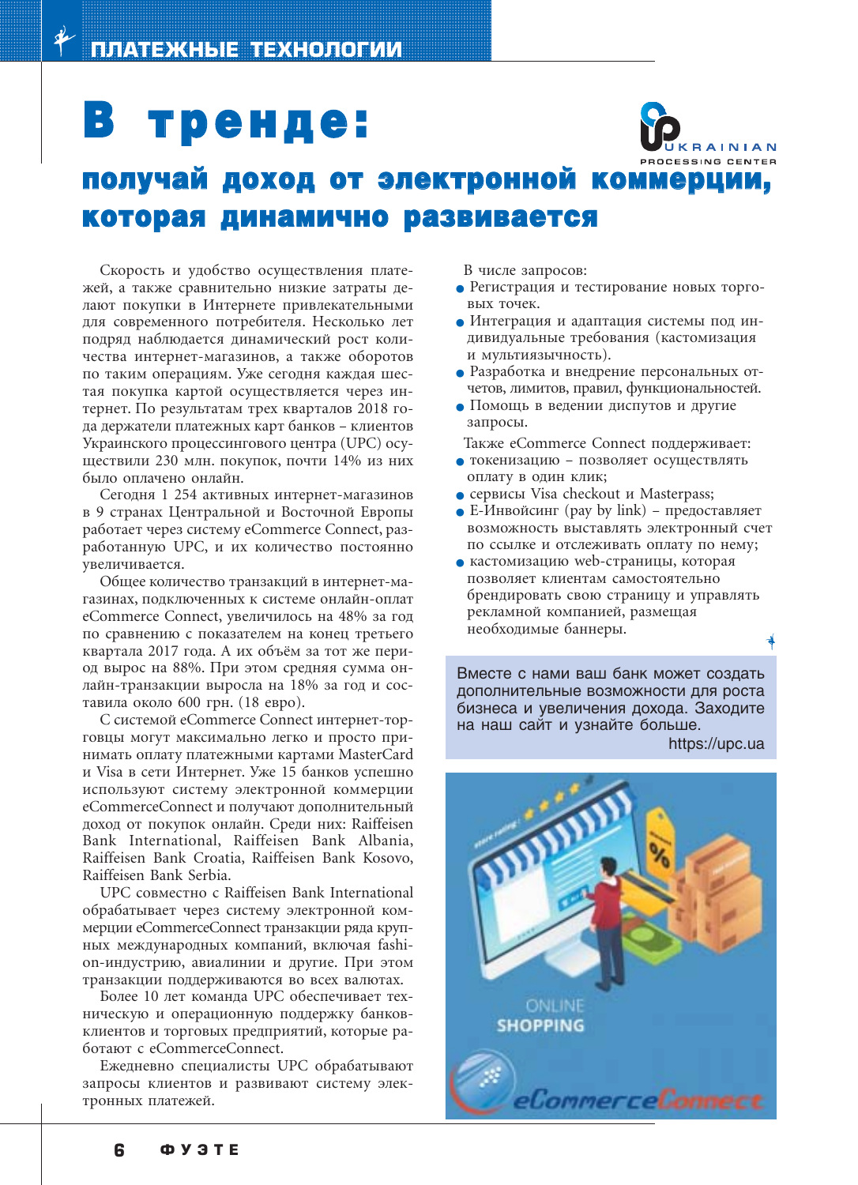// В тренде:

## получай доход от электронной коммерции, которая динамично развивается

Скорость и удобство осуществления платежей, а также сравнительно низкие затраты делают покупки в Интернете привлекательными для современного потребителя. Несколько лет подряд наблюдается динамический рост количества интернет-магазинов, а также оборотов по таким операциям. Уже сегодня каждая шестая покупка картой осуществляется через интернет. По результатам трех кварталов 2018 года держатели платежных карт банков – клиентов Украинского процессингового центра (UPC) осуществили 230 млн. покупок, почти 14% из них было оплачено онлайн.

Сегодня 1 254 активных интернет-магазинов в 9 странах Центральной и Восточной Европы работает через систему eCommerce Connect, разработанную UPC, и их количество постоянно увеличивается.

Общее количество транзакций в интернет-магазинах, подключенных к системе онлайн-оплат eCommerce Connect, увеличилось на 48% за год по сравнению с показателем на конец третьего квартала 2017 года. А их объём за тот же период вырос на 88%. При этом средняя сумма онлайн-транзакции выросла на 18% за год и составила около 600 грн. (18 евро).

С системой eCommerce Connect интернет-торговцы могут максимально легко и просто принимать оплату платежными картами MasterCard и Visa в сети Интернет. Уже 15 банков успешно используют систему электронной коммерции eCommerceConnect и получают дополнительный доход от покупок онлайн. Среди них: Raiffeisen Bank International, Raiffeisen Bank Albania, Raiffeisen Bank Croatia, Raiffeisen Bank Kosovo, Raiffeisen Bank Serbia.

UPC совместно с Raiffeisen Bank International обрабатывает через систему электронной коммерции eCommerceConnect транзакции ряда крупных международных компаний, включая fashion-индустрию, авиалинии и другие. При этом транзакции поддерживаются во всех валютах.

Более 10 лет команда UPC обеспечивает техническую и операционную поддержку банков-клиентов и торговых предприятий, которые работают с eCommerceConnect.

Ежедневно специалисты UPC обрабатывают запросы клиентов и развивают систему электронных платежей.

В числе запросов:

- Регистрация и тестирование новых торговых точек.
- Интеграция и адаптация системы под индивидуальные требования (кастомизация и мультиязычность).
- Разработка и внедрение персональных отчетов, лимитов, правил, функциональностей.
- Помощь в ведении диспутов и другие запросы.

Также eCommerce Connect поддерживает:

- токенизацию – позволяет осуществлять оплату в один клик;
- сервисы Visa checkout и Masterpass;
- Е-Инвойсинг (pay by link) – предоставляет возможность выставлять электронный счет по ссылке и отслеживать оплату по нему;
- кастомизацию web-страницы, которая позволяет клиентам самостоятельно брендировать свою страницу и управлять рекламной компанией, размещая необходимые баннеры.

Вместе с нами ваш банк может создать дополнительные возможности для роста бизнеса и увеличения дохода. Заходите на наш сайт и узнайте больше.
https://upc.ua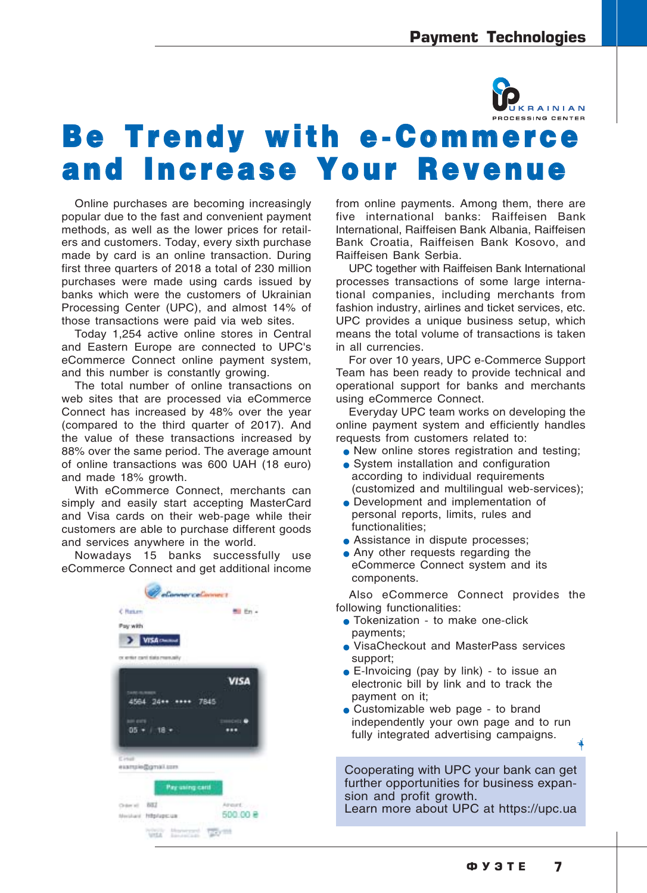# Be Trendy with e-Commerce and Increase Your Revenue

Online purchases are becoming increasingly popular due to the fast and convenient payment methods, as well as the lower prices for retailers and customers. Today, every sixth purchase made by card is an online transaction. During first three quarters of 2018 a total of 230 million purchases were made using cards issued by banks which were the customers of Ukrainian Processing Center (UPC), and almost 14% of those transactions were paid via web sites.

Today 1,254 active online stores in Central and Eastern Europe are connected to UPC's eCommerce Connect online payment system, and this number is constantly growing.

The total number of online transactions on web sites that are processed via eCommerce Connect has increased by 48% over the year (compared to the third quarter of 2017). And the value of these transactions increased by 88% over the same period. The average amount of online transactions was 600 UAH (18 euro) and made 18% growth.

With eCommerce Connect, merchants can simply and easily start accepting MasterCard and Visa cards on their web-page while their customers are able to purchase different goods and services anywhere in the world.

Nowadays 15 banks successfully use eCommerce Connect and get additional income from online payments. Among them, there are five international banks: Raiffeisen Bank International, Raiffeisen Bank Albania, Raiffeisen Bank Croatia, Raiffeisen Bank Kosovo, and Raiffeisen Bank Serbia.

UPC together with Raiffeisen Bank International processes transactions of some large international companies, including merchants from fashion industry, airlines and ticket services, etc. UPC provides a unique business setup, which means the total volume of transactions is taken in all currencies.

For over 10 years, UPC e-Commerce Support Team has been ready to provide technical and operational support for banks and merchants using eCommerce Connect.

Everyday UPC team works on developing the online payment system and efficiently handles requests from customers related to:

- New online stores registration and testing;
- System installation and configuration according to individual requirements (customized and multilingual web-services);
- Development and implementation of personal reports, limits, rules and functionalities;
- Assistance in dispute processes;
- Any other requests regarding the eCommerce Connect system and its components.

Also eCommerce Connect provides the following functionalities:

- Tokenization - to make one-click payments;
- VisaCheckout and MasterPass services support;
- E-Invoicing (pay by link) - to issue an electronic bill by link and to track the payment on it;
- Customizable web page - to brand independently your own page and to run fully integrated advertising campaigns.

Cooperating with UPC your bank can get further opportunities for business expansion and profit growth.
Learn more about UPC at https://upc.ua